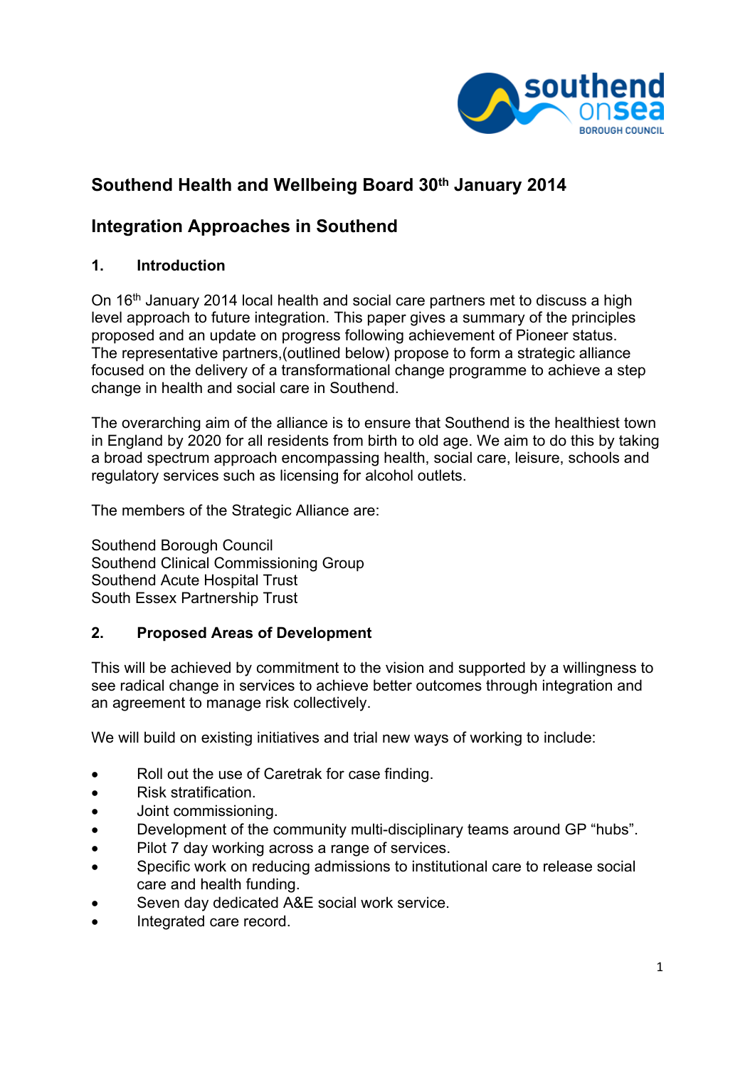## Southend Health and Wellbeing Board 30th January 2014

## Integration Approaches in Southend

### 1. Introduction

On 16th January 2014 local health and social care partners met to discuss a high level approach to future integration. This paper gives a summary of the principles proposed and an update on progress following achievement of Pioneer status. The representative partners,(outlined below) propose to form a strategic alliance focused on the delivery of a transformational change programme to achieve a step change in health and social care in Southend.

The overarching aim of the alliance is to ensure that Southend is the healthiest town in England by 2020 for all residents from birth to old age. We aim to do this by taking a broad spectrum approach encompassing health, social care, leisure, schools and regulatory services such as licensing for alcohol outlets.

The members of the Strategic Alliance are:

Southend Borough Council
Southend Clinical Commissioning Group
Southend Acute Hospital Trust
South Essex Partnership Trust

### 2. Proposed Areas of Development

This will be achieved by commitment to the vision and supported by a willingness to see radical change in services to achieve better outcomes through integration and an agreement to manage risk collectively.

We will build on existing initiatives and trial new ways of working to include:

- Roll out the use of Caretrak for case finding.
- Risk stratification.
- Joint commissioning.
- Development of the community multi-disciplinary teams around GP "hubs".
- Pilot 7 day working across a range of services.
- Specific work on reducing admissions to institutional care to release social care and health funding.
- Seven day dedicated A&E social work service.
- Integrated care record.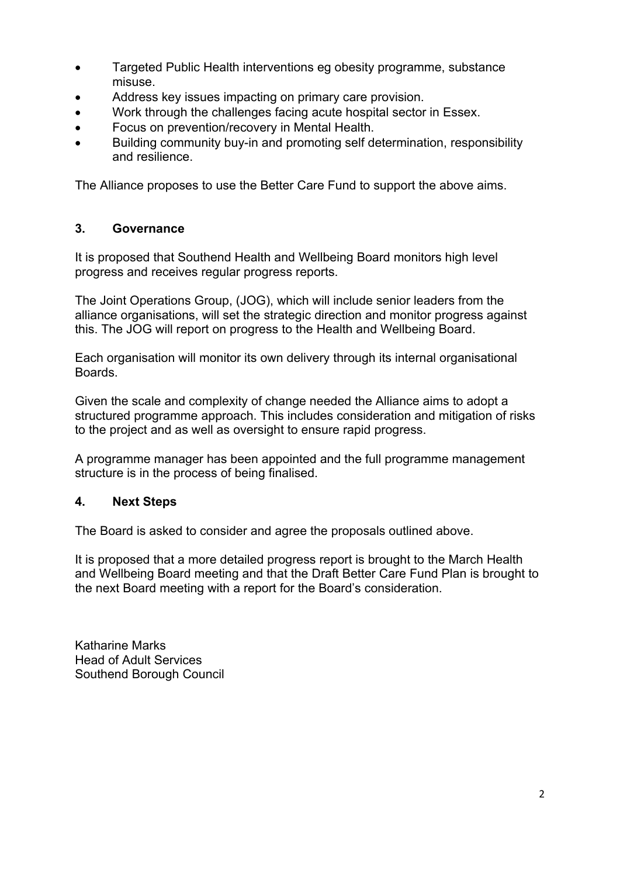- Targeted Public Health interventions eg obesity programme, substance misuse.
- Address key issues impacting on primary care provision.
- Work through the challenges facing acute hospital sector in Essex.
- Focus on prevention/recovery in Mental Health.
- Building community buy-in and promoting self determination, responsibility and resilience.

The Alliance proposes to use the Better Care Fund to support the above aims.

## 3. Governance

It is proposed that Southend Health and Wellbeing Board monitors high level progress and receives regular progress reports.

The Joint Operations Group, (JOG), which will include senior leaders from the alliance organisations, will set the strategic direction and monitor progress against this. The JOG will report on progress to the Health and Wellbeing Board.

Each organisation will monitor its own delivery through its internal organisational Boards.

Given the scale and complexity of change needed the Alliance aims to adopt a structured programme approach. This includes consideration and mitigation of risks to the project and as well as oversight to ensure rapid progress.

A programme manager has been appointed and the full programme management structure is in the process of being finalised.

## 4. Next Steps

The Board is asked to consider and agree the proposals outlined above.

It is proposed that a more detailed progress report is brought to the March Health and Wellbeing Board meeting and that the Draft Better Care Fund Plan is brought to the next Board meeting with a report for the Board's consideration.

Katharine Marks
Head of Adult Services
Southend Borough Council